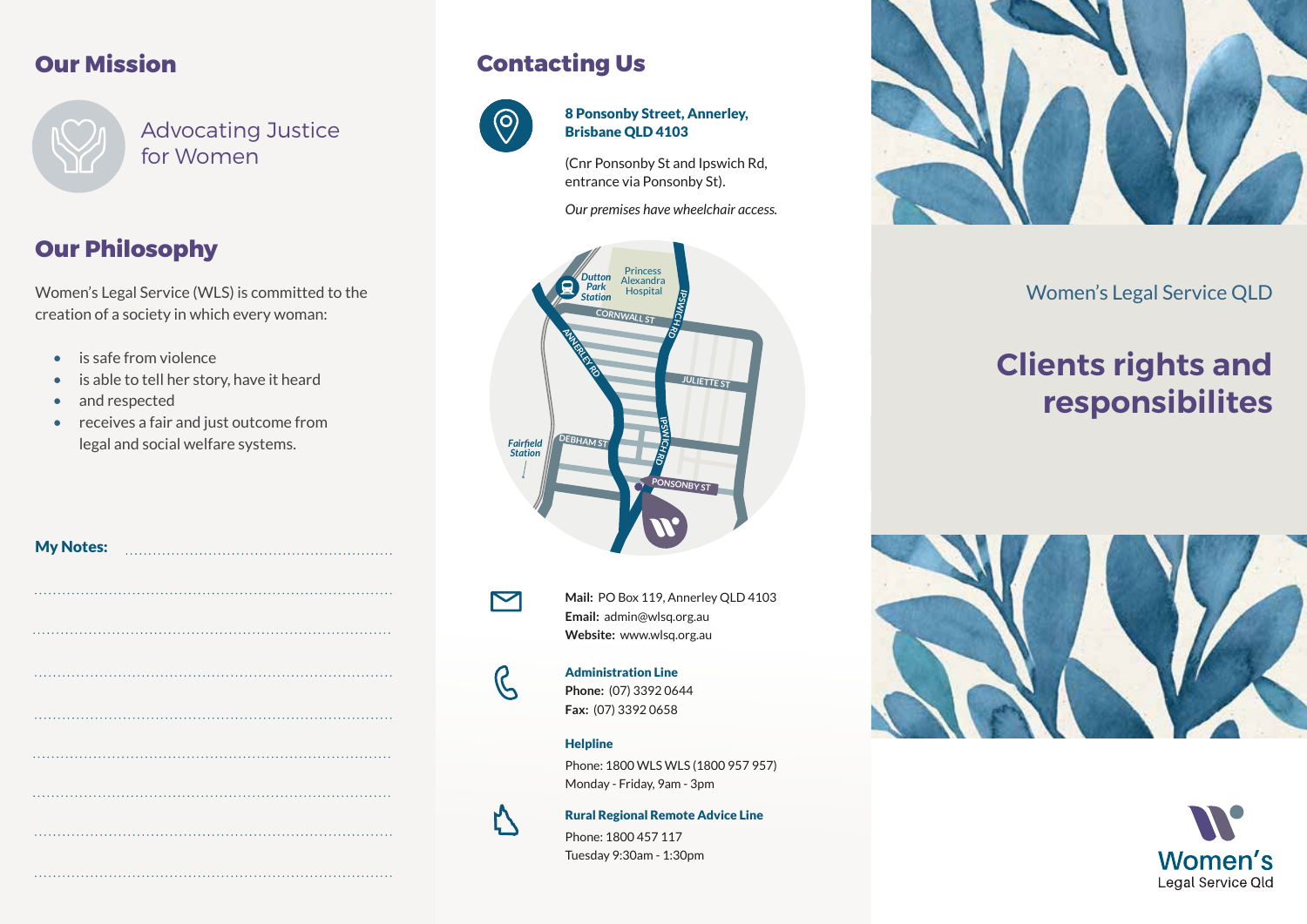## Our Mission

Advocating Justice for Women

## Our Philosophy

Women's Legal Service (WLS) is committed to the creation of a society in which every woman:

- is safe from violence
- is able to tell her story, have it heard
- and respected
- receives a fair and just outcome from legal and social welfare systems.

**My Notes:**

## Contacting Us

**8 Ponsonby Street, Annerley, Brisbane QLD 4103**

(Cnr Ponsonby St and Ipswich Rd, entrance via Ponsonby St).

*Our premises have wheelchair access.*

**Mail:** PO Box 119, Annerley QLD 4103
**Email:** admin@wlsq.org.au
**Website:** www.wlsq.org.au

**Administration Line**
**Phone:** (07) 3392 0644
**Fax:** (07) 3392 0658

**Helpline**
Phone: 1800 WLS WLS (1800 957 957)
Monday - Friday, 9am - 3pm

**Rural Regional Remote Advice Line**
Phone: 1800 457 117
Tuesday 9:30am - 1:30pm

Women's Legal Service QLD

# Clients rights and responsibilites

Women's Legal Service Qld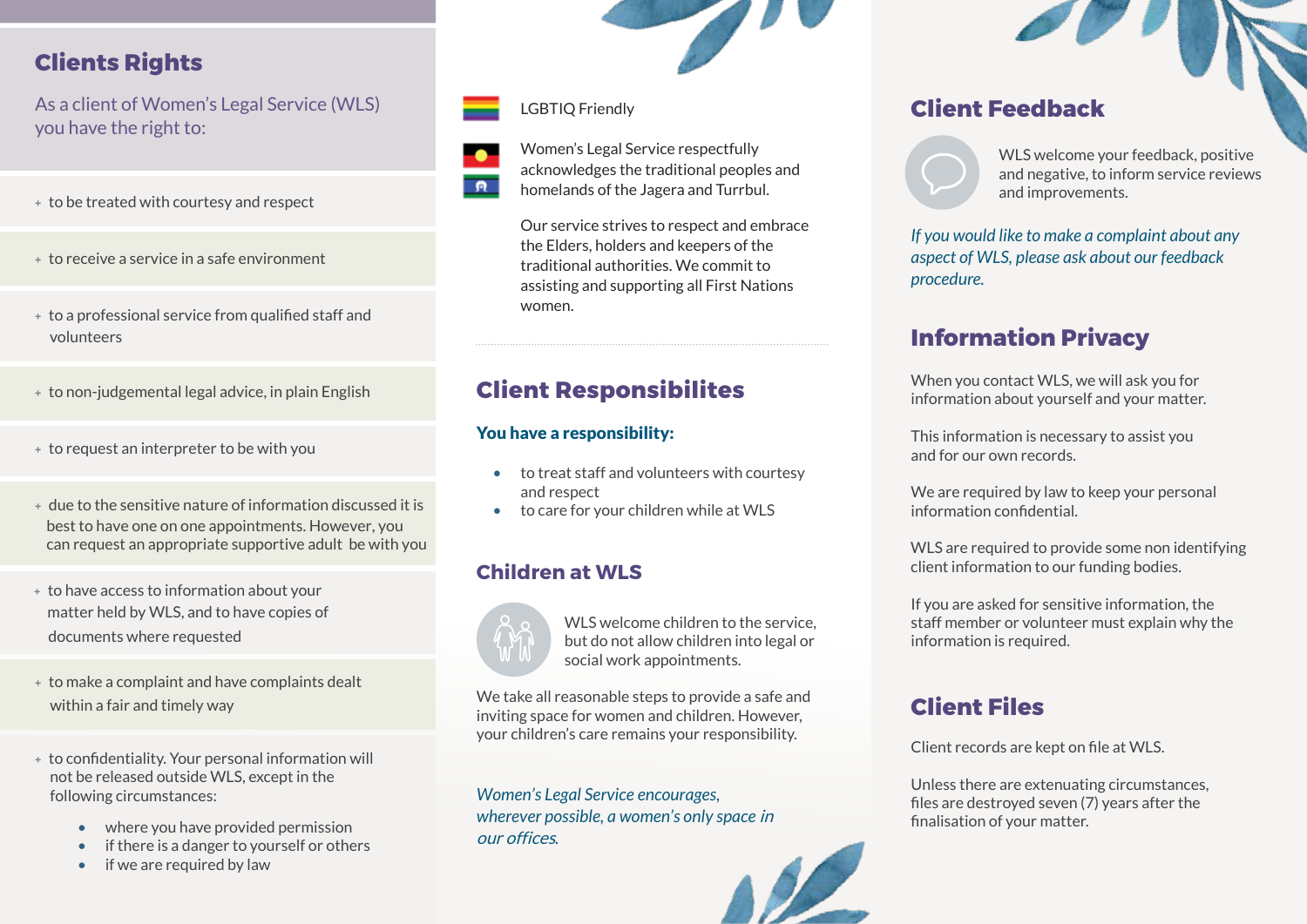## Clients Rights

As a client of Women's Legal Service (WLS) you have the right to:

- to be treated with courtesy and respect
- to receive a service in a safe environment
- to a professional service from qualified staff and volunteers
- to non-judgemental legal advice, in plain English
- to request an interpreter to be with you
- due to the sensitive nature of information discussed it is best to have one on one appointments. However, you can request an appropriate supportive adult be with you
- to have access to information about your matter held by WLS, and to have copies of documents where requested
- to make a complaint and have complaints dealt within a fair and timely way
- to confidentiality. Your personal information will not be released outside WLS, except in the following circumstances:
  - where you have provided permission
  - if there is a danger to yourself or others
  - if we are required by law

LGBTIQ Friendly

Women's Legal Service respectfully acknowledges the traditional peoples and homelands of the Jagera and Turrbul.

Our service strives to respect and embrace the Elders, holders and keepers of the traditional authorities. We commit to assisting and supporting all First Nations women.

## Client Responsibilites

**You have a responsibility:**

- to treat staff and volunteers with courtesy and respect
- to care for your children while at WLS

## Children at WLS

WLS welcome children to the service, but do not allow children into legal or social work appointments.

We take all reasonable steps to provide a safe and inviting space for women and children. However, your children's care remains your responsibility.

*Women's Legal Service encourages, wherever possible, a women's only space in our offices.*

## Client Feedback

WLS welcome your feedback, positive and negative, to inform service reviews and improvements.

*If you would like to make a complaint about any aspect of WLS, please ask about our feedback procedure.*

## Information Privacy

When you contact WLS, we will ask you for information about yourself and your matter.

This information is necessary to assist you and for our own records.

We are required by law to keep your personal information confidential.

WLS are required to provide some non identifying client information to our funding bodies.

If you are asked for sensitive information, the staff member or volunteer must explain why the information is required.

## Client Files

Client records are kept on file at WLS.

Unless there are extenuating circumstances, files are destroyed seven (7) years after the finalisation of your matter.